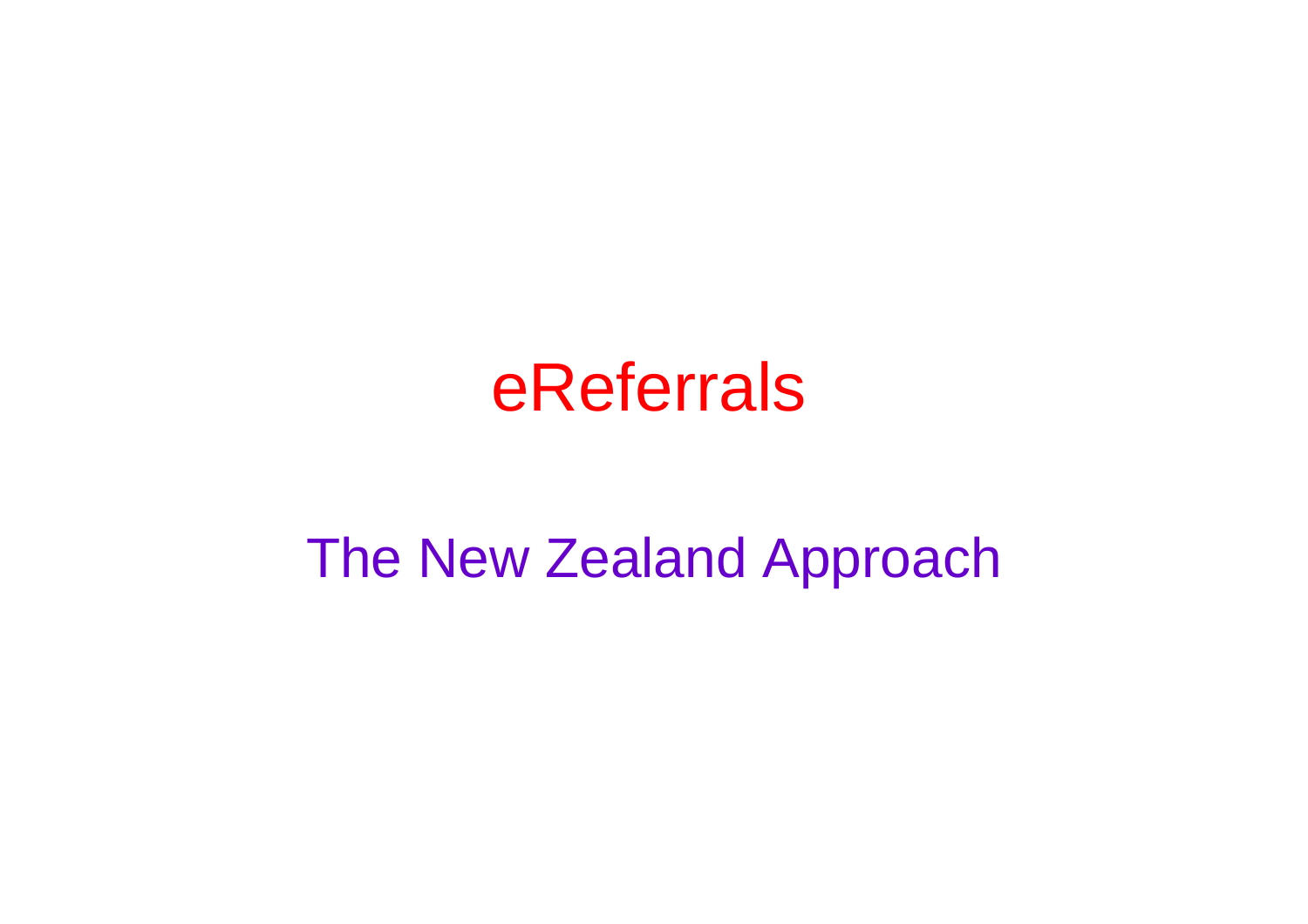# eReferrals

## The New Zealand Approach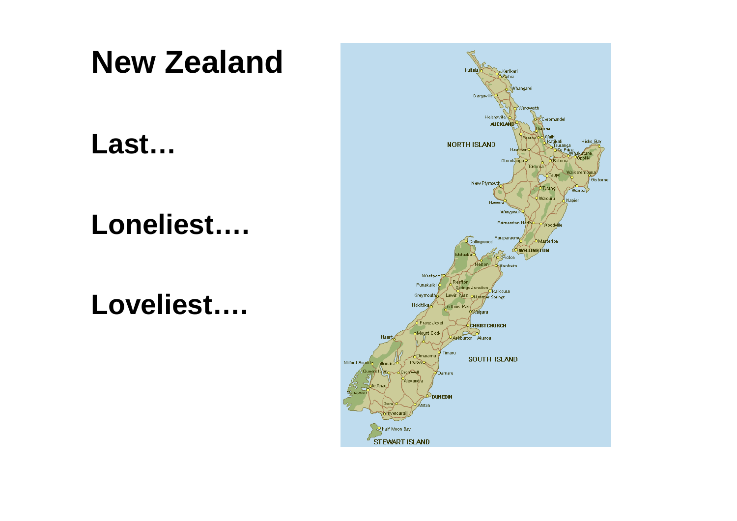# New Zealand

**Last…**

**Loneliest….**

**Loveliest….**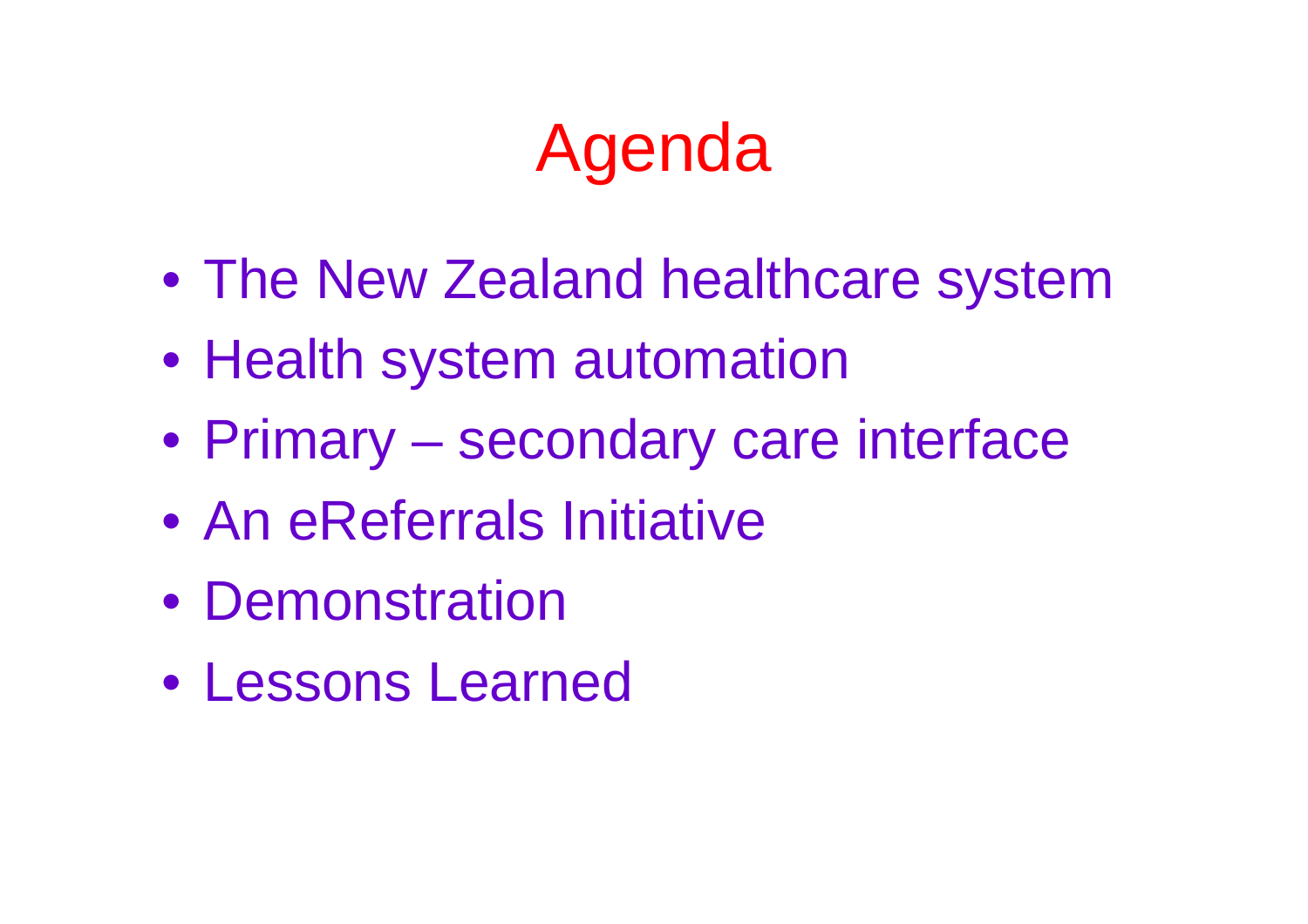# Agenda

- The New Zealand healthcare system
- Health system automation
- Primary – secondary care interface
- An eReferrals Initiative
- Demonstration
- Lessons Learned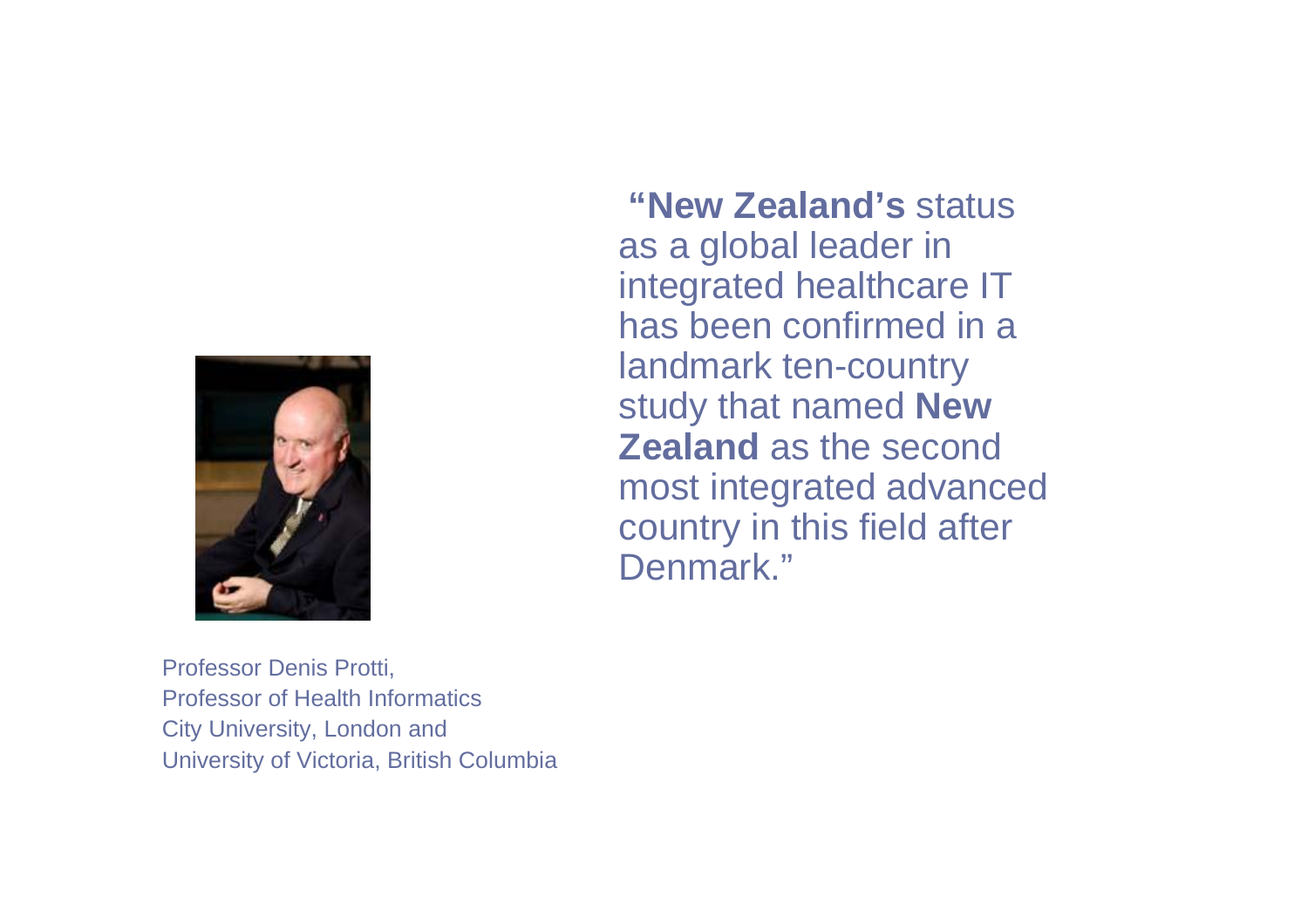"**New Zealand's** status as a global leader in integrated healthcare IT has been confirmed in a landmark ten-country study that named **New Zealand** as the second most integrated advanced country in this field after Denmark."

Professor Denis Protti,
Professor of Health Informatics
City University, London and
University of Victoria, British Columbia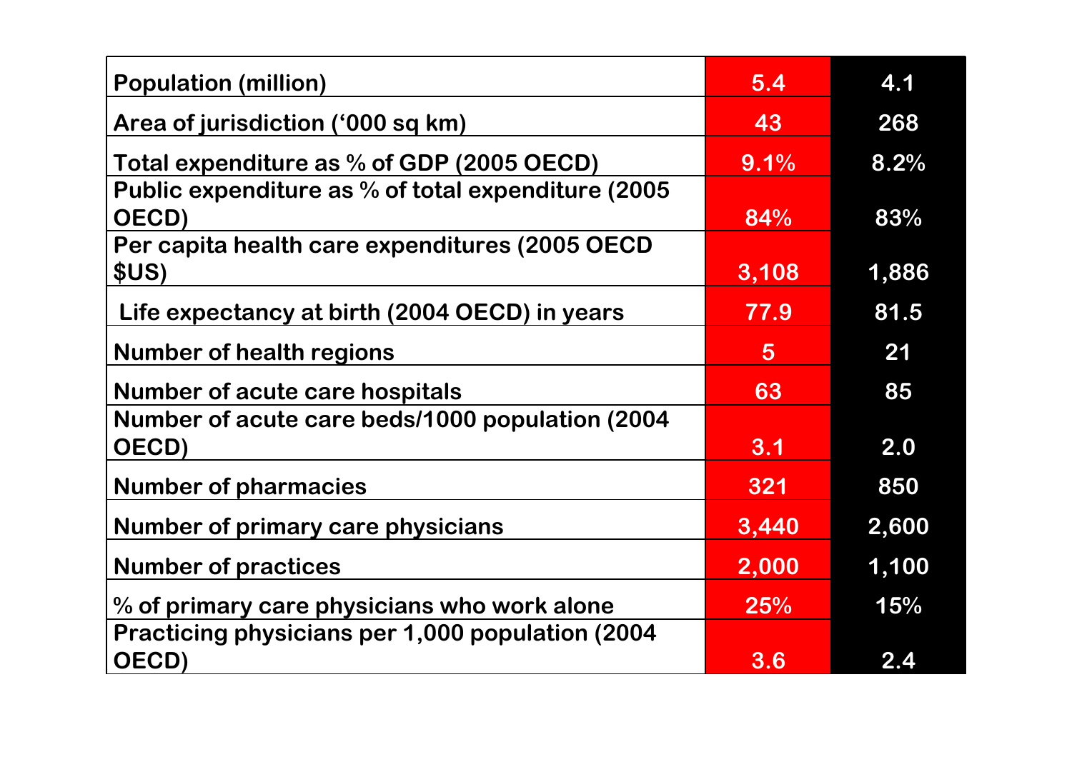| | | |
|---|---|---|
| Population (million) | 5.4 | 4.1 |
| Area of jurisdiction ('000 sq km) | 43 | 268 |
| Total expenditure as % of GDP (2005 OECD) | 9.1% | 8.2% |
| Public expenditure as % of total expenditure (2005 OECD) | 84% | 83% |
| Per capita health care expenditures (2005 OECD $US) | 3,108 | 1,886 |
| Life expectancy at birth (2004 OECD) in years | 77.9 | 81.5 |
| Number of health regions | 5 | 21 |
| Number of acute care hospitals | 63 | 85 |
| Number of acute care beds/1000 population (2004 OECD) | 3.1 | 2.0 |
| Number of pharmacies | 321 | 850 |
| Number of primary care physicians | 3,440 | 2,600 |
| Number of practices | 2,000 | 1,100 |
| % of primary care physicians who work alone | 25% | 15% |
| Practicing physicians per 1,000 population (2004 OECD) | 3.6 | 2.4 |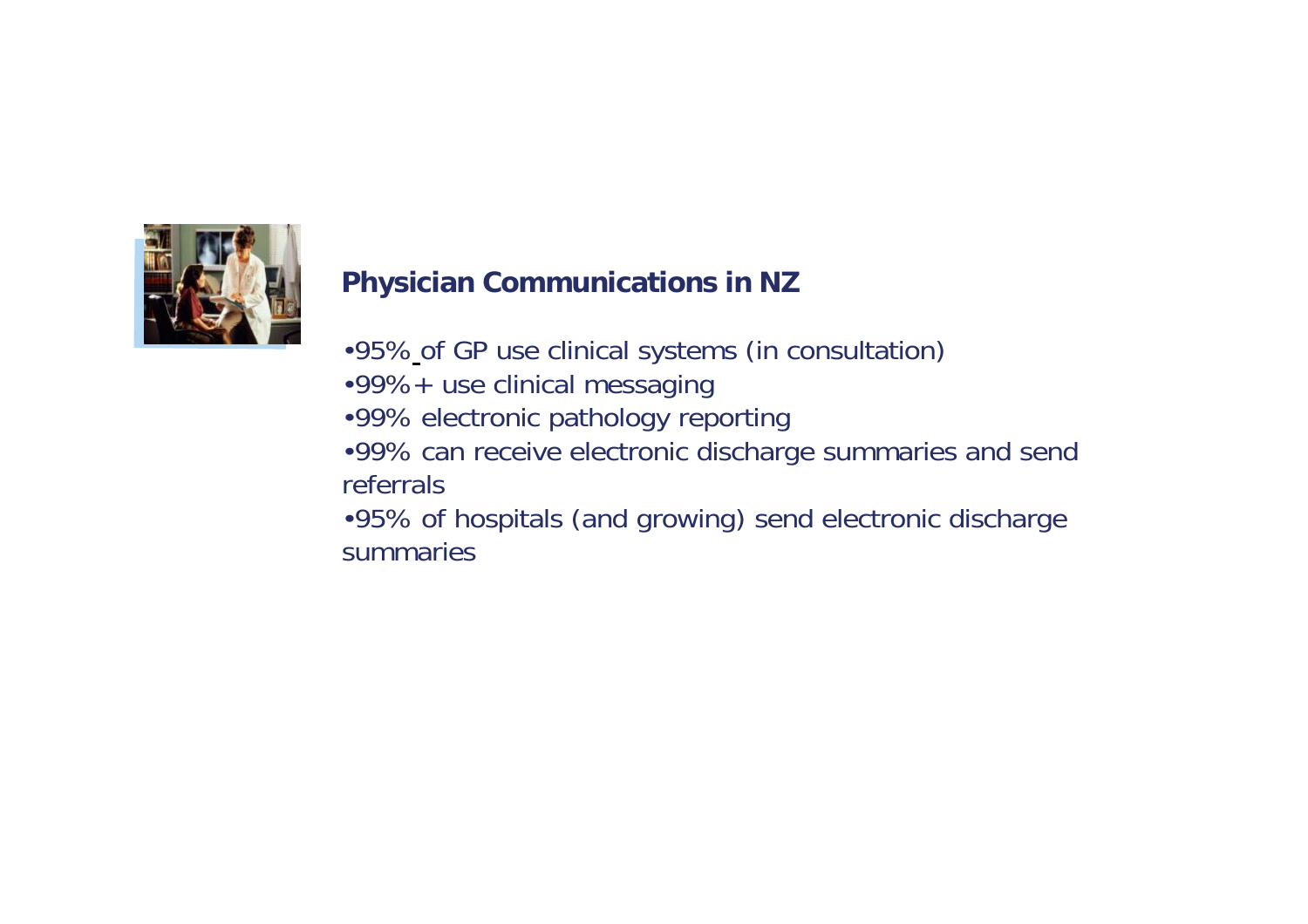## Physician Communications in NZ

- 95% of GP use clinical systems (in consultation)
- 99%+ use clinical messaging
- 99% electronic pathology reporting
- 99% can receive electronic discharge summaries and send referrals
- 95% of hospitals (and growing) send electronic discharge summaries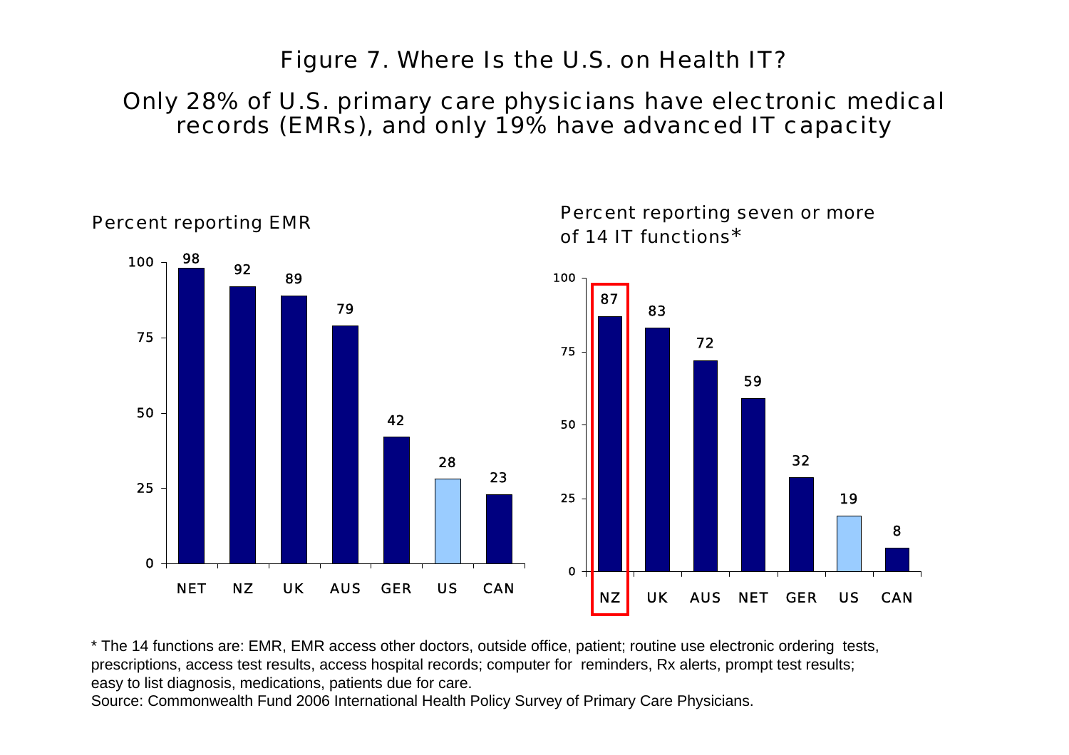# Figure 7. Where Is the U.S. on Health IT?

## Only 28% of U.S. primary care physicians have electronic medical records (EMRs), and only 19% have advanced IT capacity

**Percent reporting EMR**

| Country | Percent |
|---|---|
| NET | 98 |
| NZ | 92 |
| UK | 89 |
| AUS | 79 |
| GER | 42 |
| US | 28 |
| CAN | 23 |

**Percent reporting seven or more of 14 IT functions***

| Country | Percent |
|---|---|
| NZ | 87 |
| UK | 83 |
| AUS | 72 |
| NET | 59 |
| GER | 32 |
| US | 19 |
| CAN | 8 |

* The 14 functions are: EMR, EMR access other doctors, outside office, patient; routine use electronic ordering tests, prescriptions, access test results, access hospital records; computer for reminders, Rx alerts, prompt test results; easy to list diagnosis, medications, patients due for care.

Source: Commonwealth Fund 2006 International Health Policy Survey of Primary Care Physicians.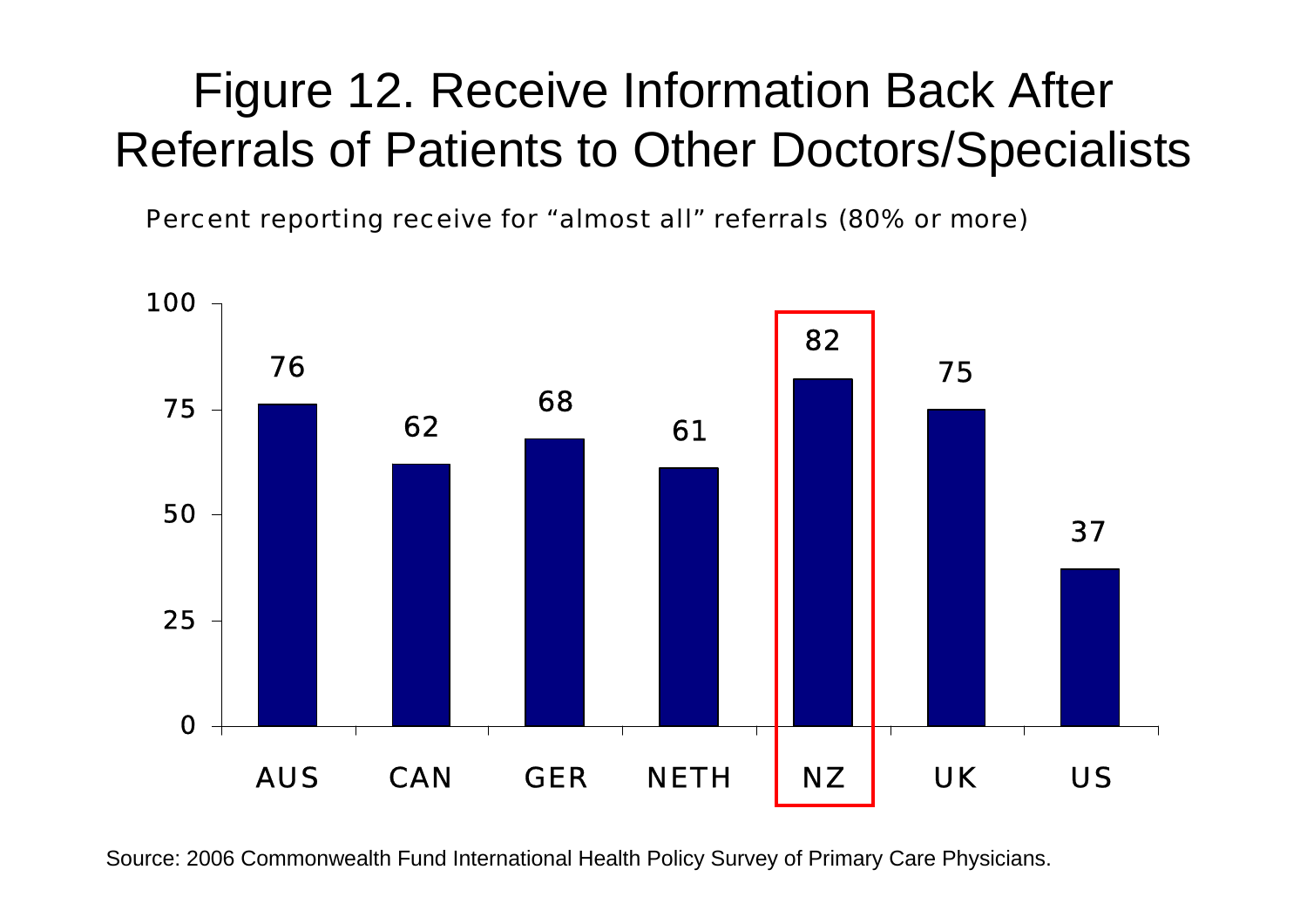# Figure 12. Receive Information Back After Referrals of Patients to Other Doctors/Specialists

Percent reporting receive for “almost all” referrals (80% or more)

| AUS | CAN | GER | NETH | NZ | UK | US |
|---|---|---|---|---|---|---|
| 76 | 62 | 68 | 61 | 82 | 75 | 37 |

Source: 2006 Commonwealth Fund International Health Policy Survey of Primary Care Physicians.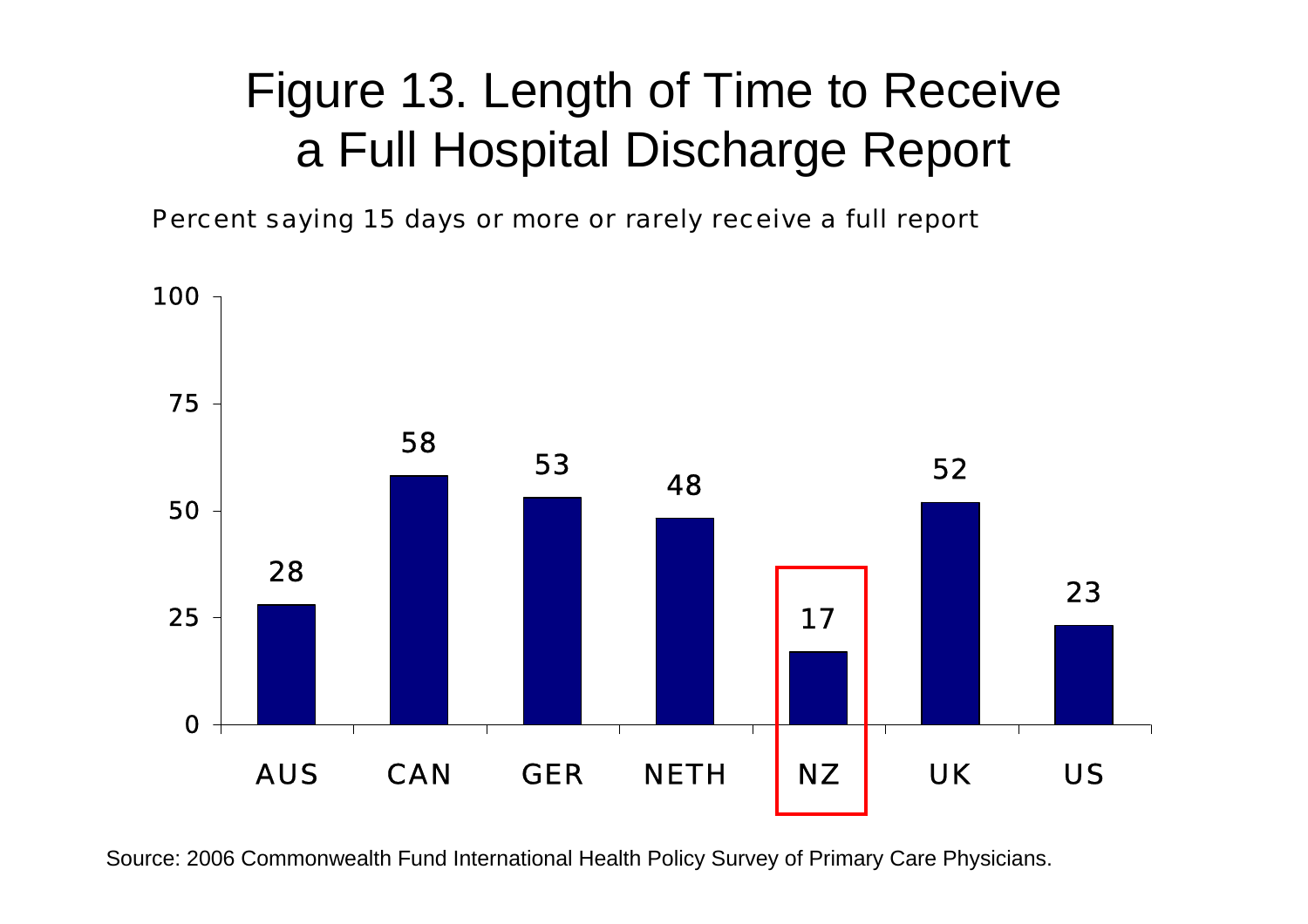# Figure 13. Length of Time to Receive a Full Hospital Discharge Report

Percent saying 15 days or more or rarely receive a full report

| Country | Percent |
| --- | --- |
| AUS | 28 |
| CAN | 58 |
| GER | 53 |
| NETH | 48 |
| NZ | 17 |
| UK | 52 |
| US | 23 |

Source: 2006 Commonwealth Fund International Health Policy Survey of Primary Care Physicians.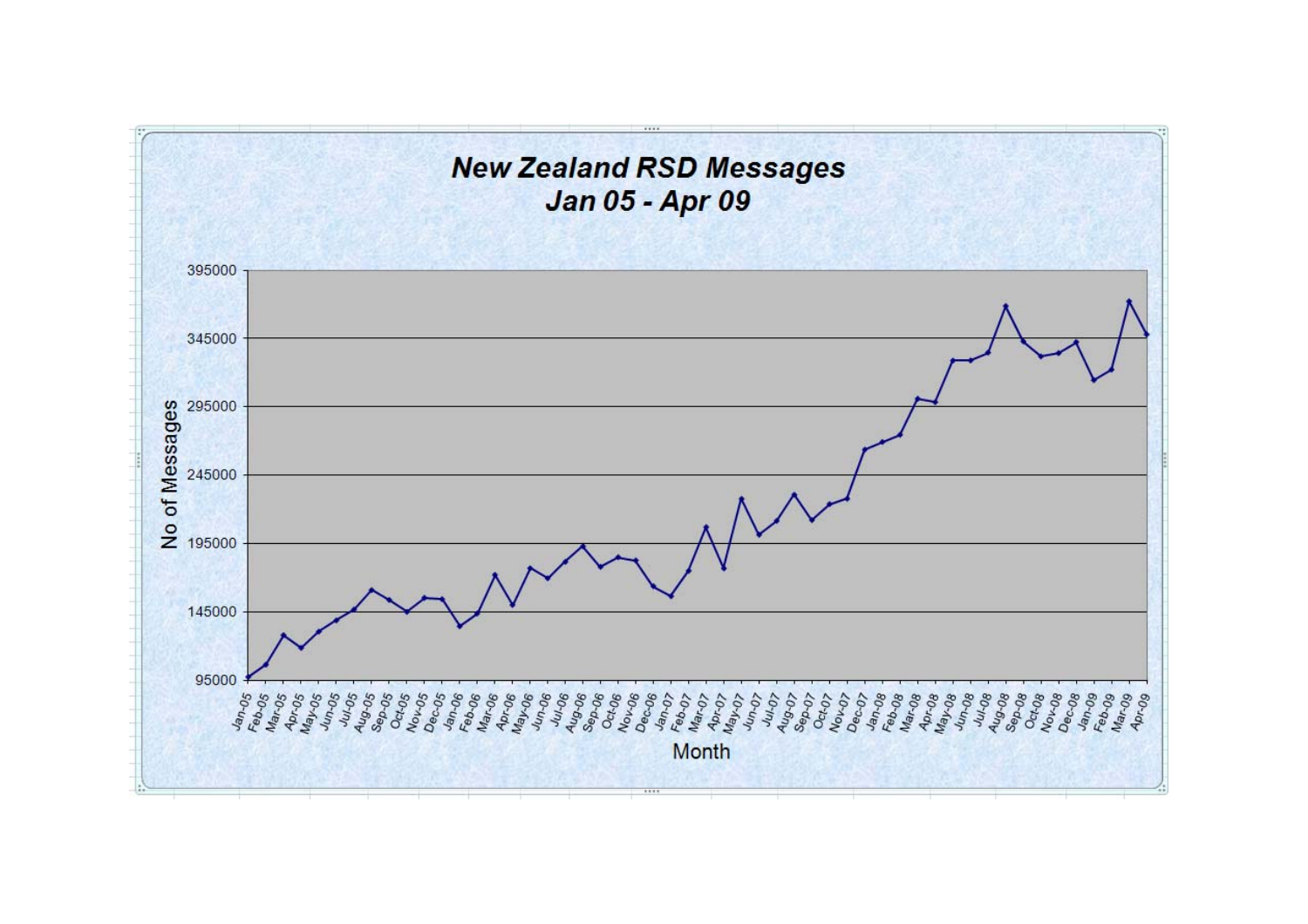**New Zealand RSD Messages**
**Jan 05 - Apr 09**

No of Messages

395000
345000
295000
245000
195000
145000
95000

Jan-05 Feb-05 Mar-05 Apr-05 May-05 Jun-05 Jul-05 Aug-05 Sep-05 Oct-05 Nov-05 Dec-05 Jan-06 Feb-06 Mar-06 Apr-06 May-06 Jun-06 Jul-06 Aug-06 Sep-06 Oct-06 Nov-06 Dec-06 Jan-07 Feb-07 Mar-07 Apr-07 May-07 Jun-07 Jul-07 Aug-07 Sep-07 Oct-07 Nov-07 Dec-07 Jan-08 Feb-08 Mar-08 Apr-08 May-08 Jun-08 Jul-08 Aug-08 Sep-08 Oct-08 Nov-08 Dec-08 Jan-09 Feb-09 Mar-09 Apr-09

Month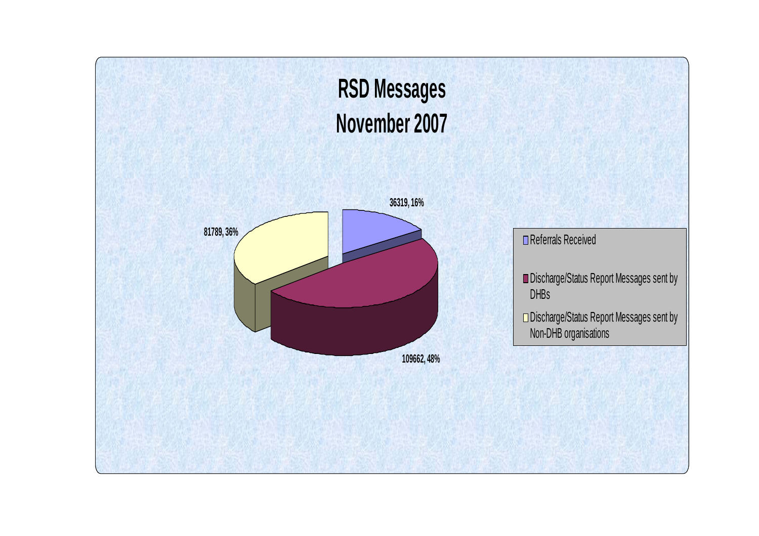# RSD Messages
# November 2007

| Category | Count | Percentage |
|---|---|---|
| Referrals Received | 36319 | 16% |
| Discharge/Status Report Messages sent by DHBs | 109662 | 48% |
| Discharge/Status Report Messages sent by Non-DHB organisations | 81789 | 36% |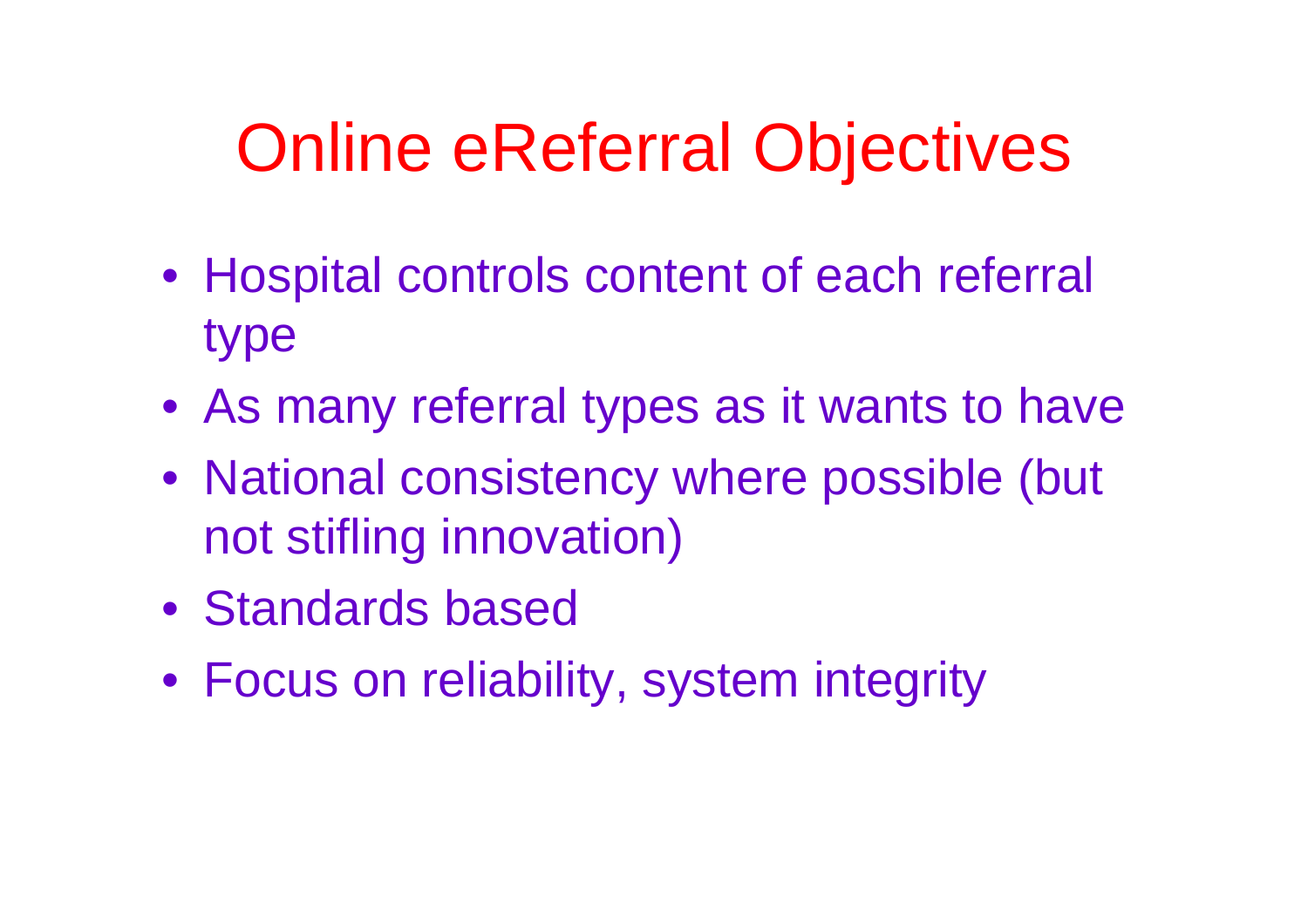# Online eReferral Objectives

- Hospital controls content of each referral type
- As many referral types as it wants to have
- National consistency where possible (but not stifling innovation)
- Standards based
- Focus on reliability, system integrity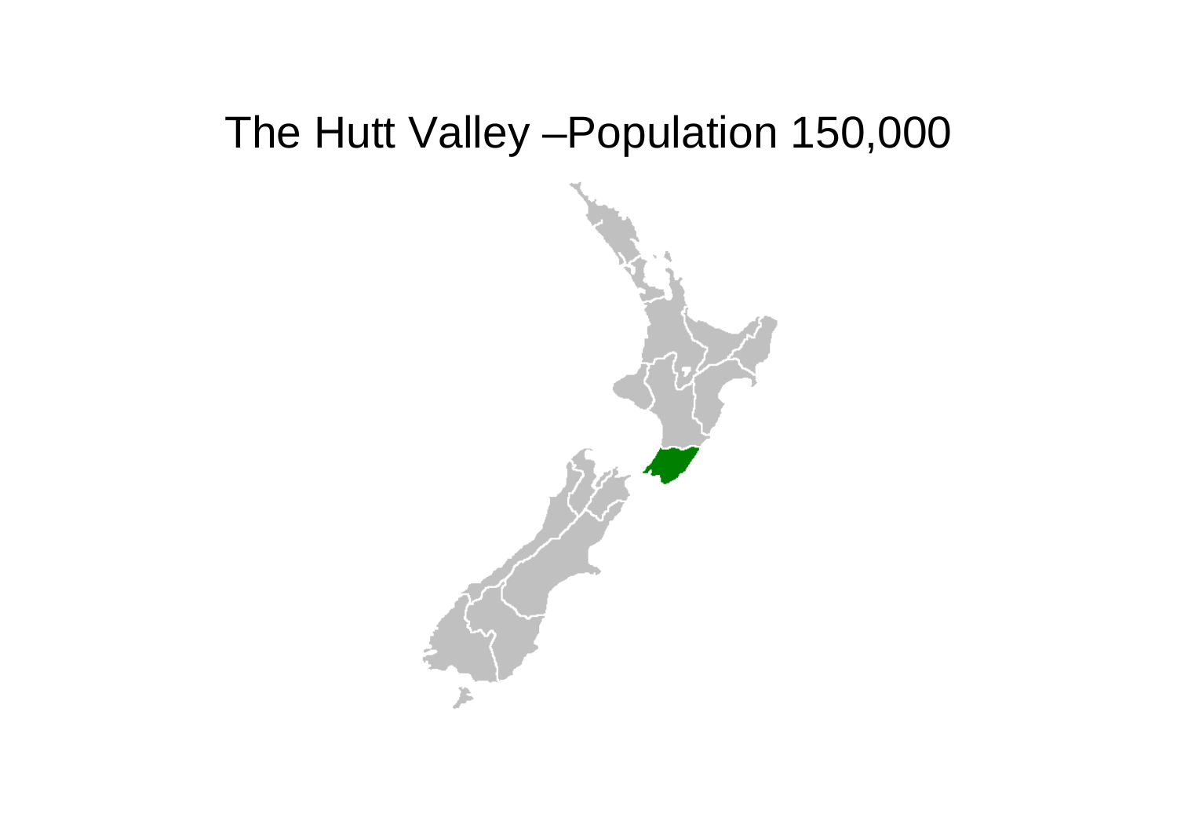# The Hutt Valley –Population 150,000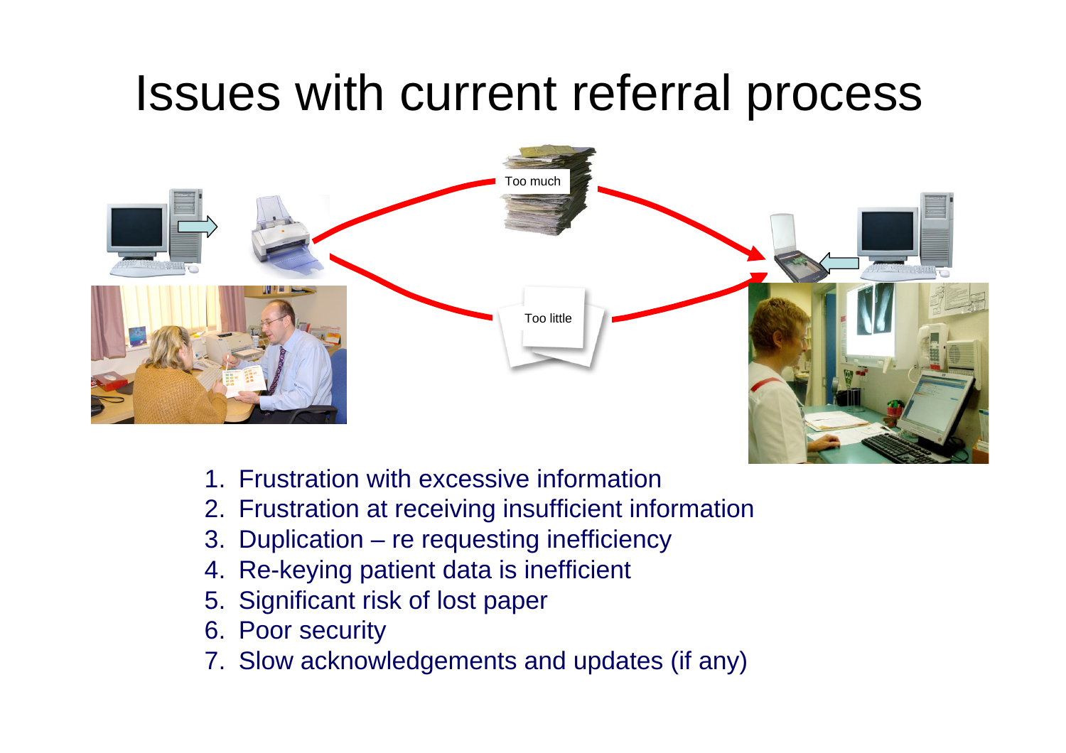# Issues with current referral process

Too much

Too little

1. Frustration with excessive information
2. Frustration at receiving insufficient information
3. Duplication – re requesting inefficiency
4. Re-keying patient data is inefficient
5. Significant risk of lost paper
6. Poor security
7. Slow acknowledgements and updates (if any)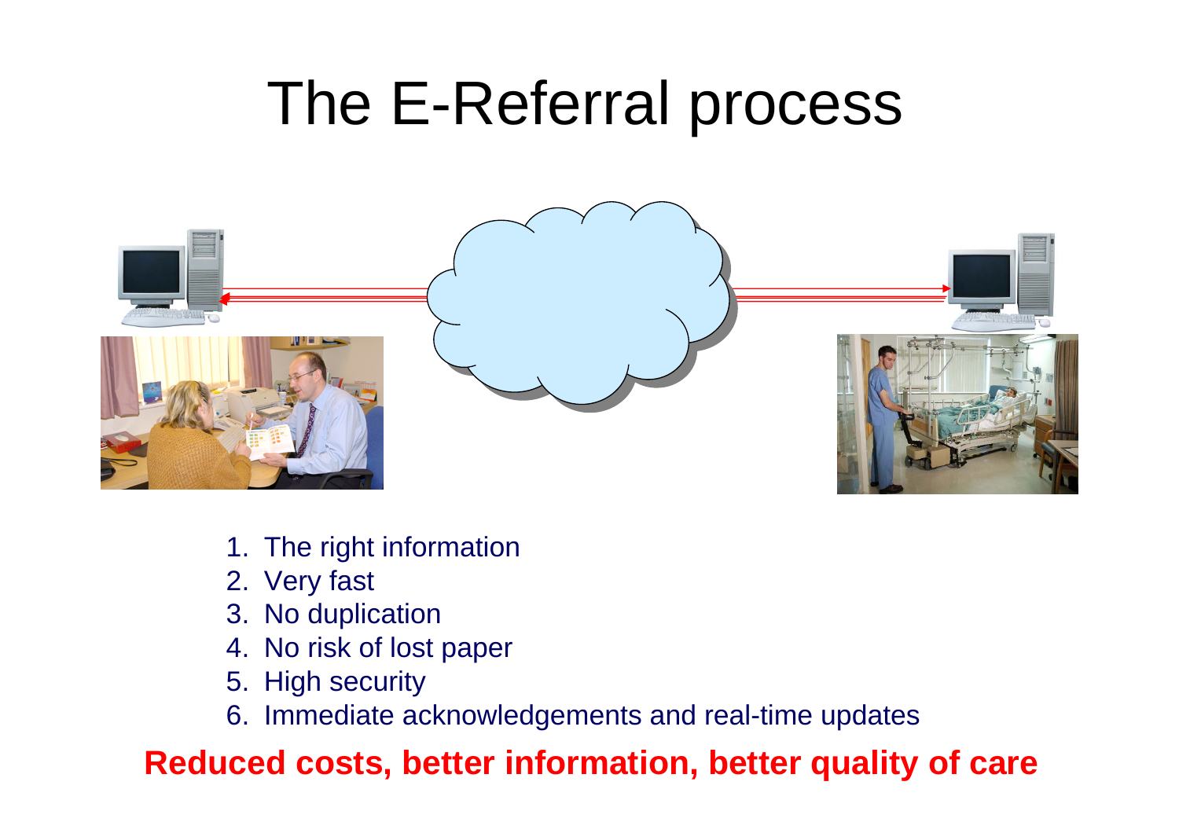# The E-Referral process

1. The right information
2. Very fast
3. No duplication
4. No risk of lost paper
5. High security
6. Immediate acknowledgements and real-time updates

**Reduced costs, better information, better quality of care**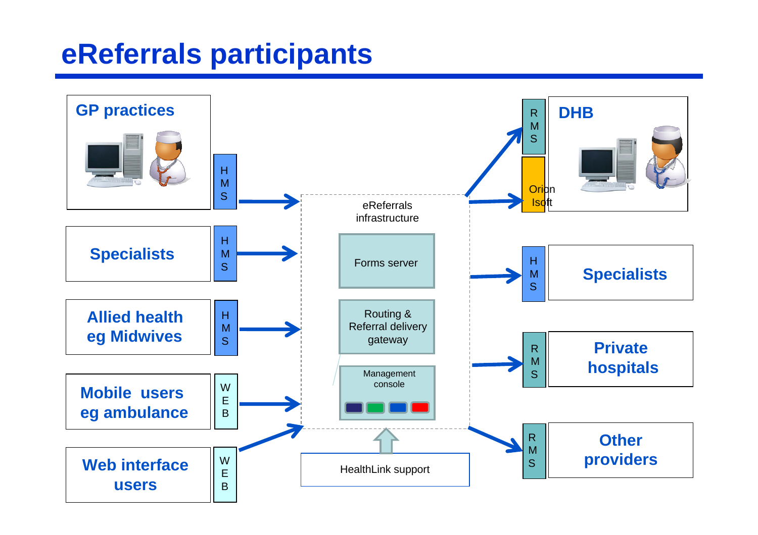# eReferrals participants

GP practices

HMS

Specialists

HMS

Allied health eg Midwives

HMS

Mobile users eg ambulance

WEB

Web interface users

WEB

eReferrals infrastructure

Forms server

Routing & Referral delivery gateway

Management console

HealthLink support

RMS

Orion Isoft

DHB

HMS

Specialists

RMS

Private hospitals

RMS

Other providers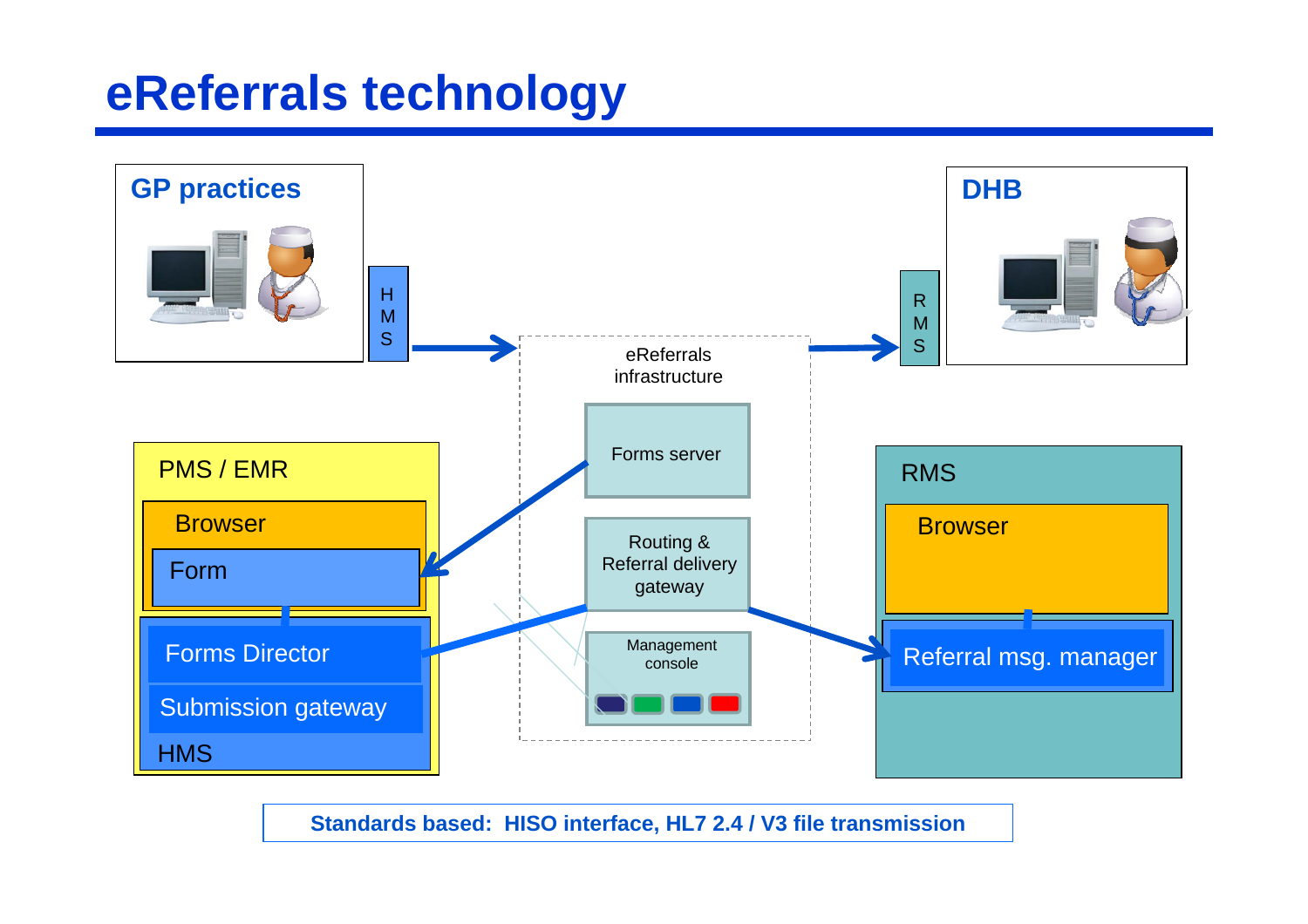# eReferrals technology

GP practices

HMS

eReferrals infrastructure

RMS

DHB

PMS / EMR

Browser

Form

Forms Director

Submission gateway

HMS

Forms server

Routing & Referral delivery gateway

Management console

RMS

Browser

Referral msg. manager

**Standards based: HISO interface, HL7 2.4 / V3 file transmission**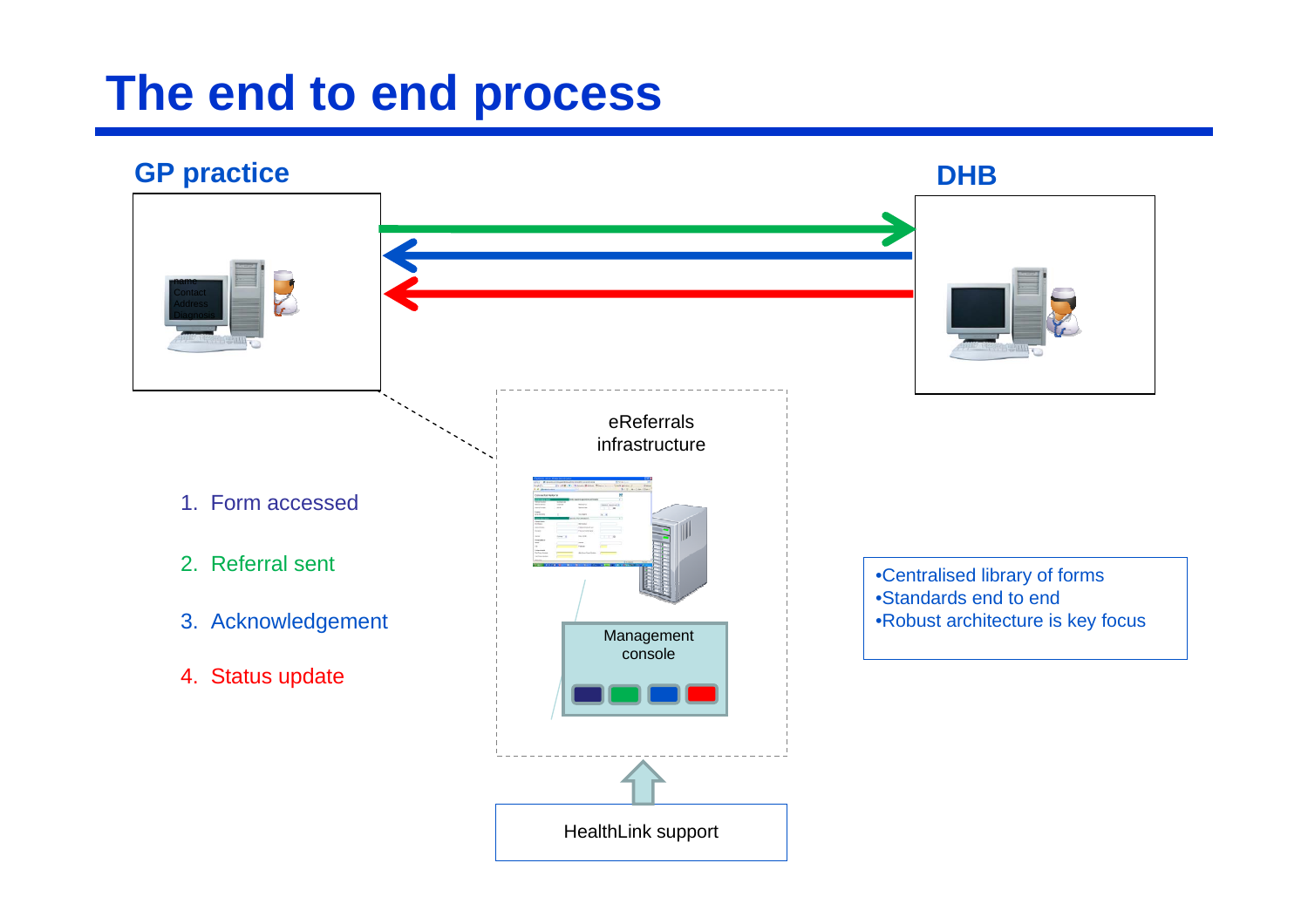# The end to end process

**GP practice**

**DHB**

eReferrals infrastructure

Management console

HealthLink support

1. Form accessed
2. Referral sent
3. Acknowledgement
4. Status update

- Centralised library of forms
- Standards end to end
- Robust architecture is key focus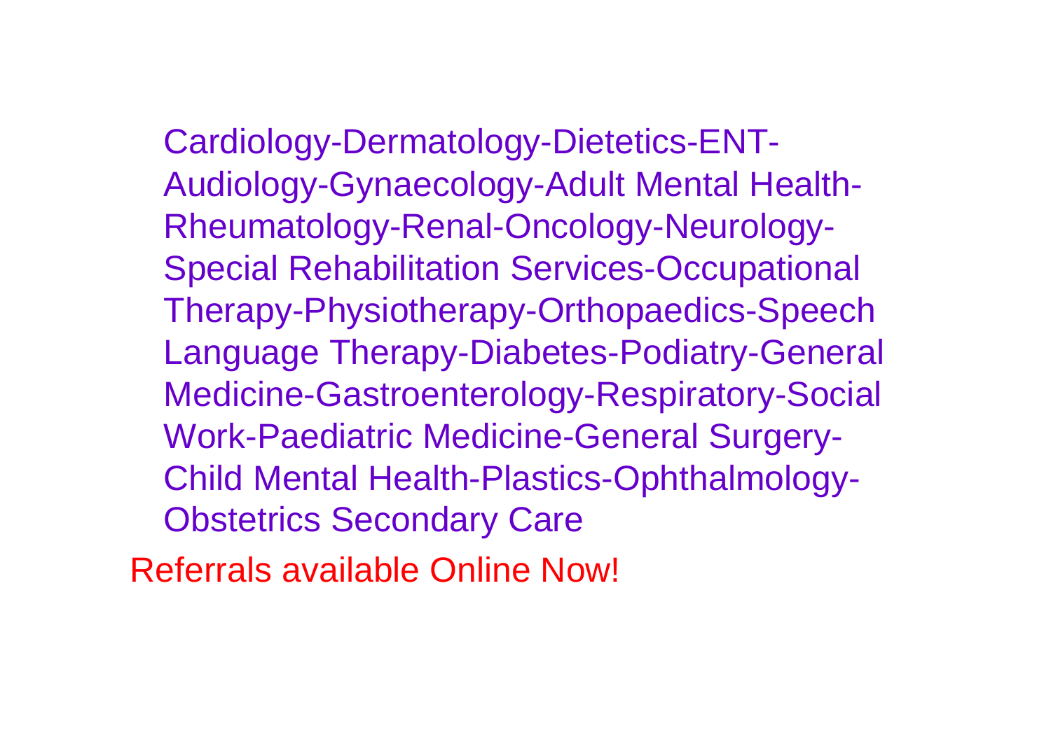Cardiology-Dermatology-Dietetics-ENT-Audiology-Gynaecology-Adult Mental Health-Rheumatology-Renal-Oncology-Neurology-Special Rehabilitation Services-Occupational Therapy-Physiotherapy-Orthopaedics-Speech Language Therapy-Diabetes-Podiatry-General Medicine-Gastroenterology-Respiratory-Social Work-Paediatric Medicine-General Surgery-Child Mental Health-Plastics-Ophthalmology-Obstetrics Secondary Care

Referrals available Online Now!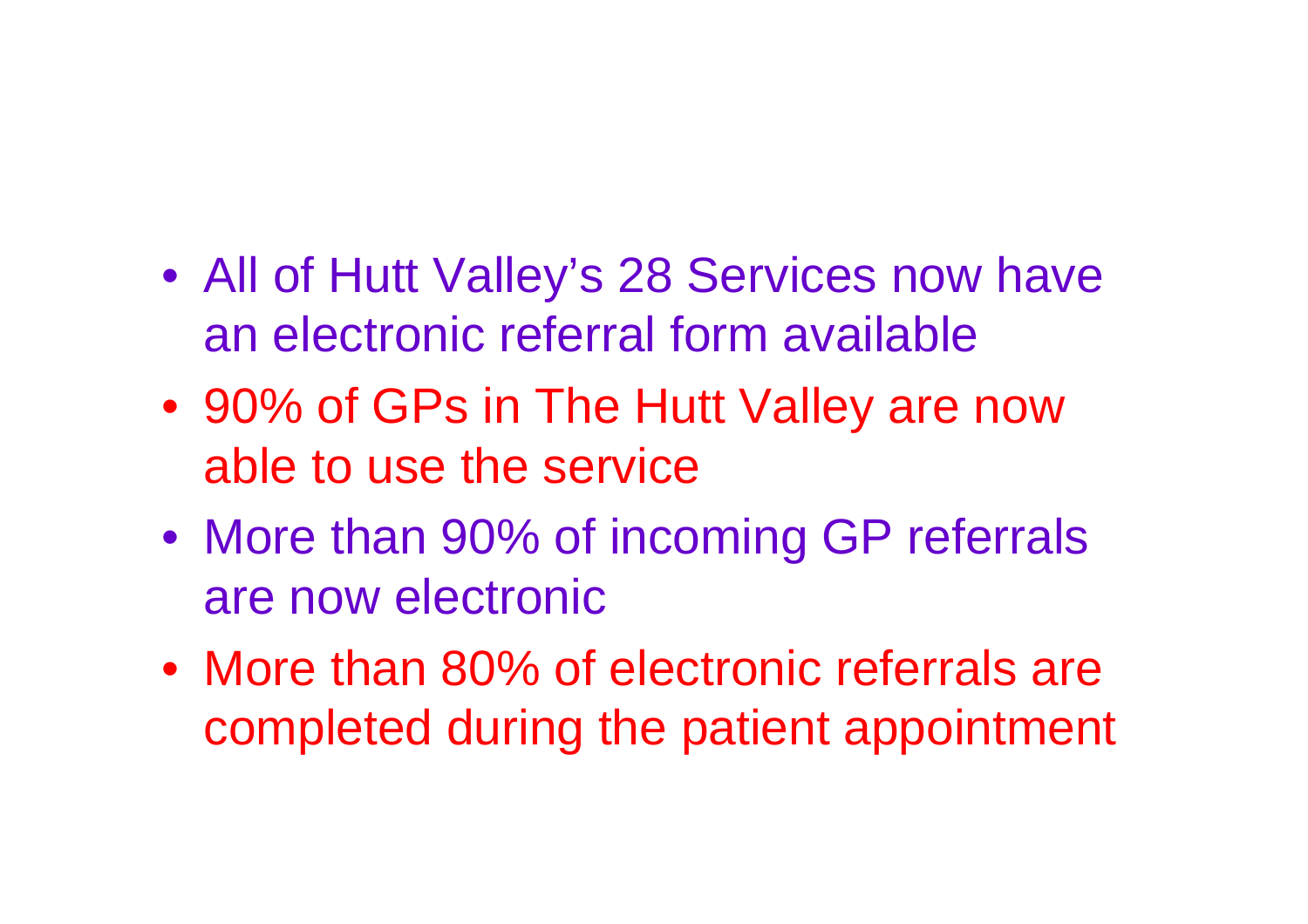- All of Hutt Valley’s 28 Services now have an electronic referral form available
- 90% of GPs in The Hutt Valley are now able to use the service
- More than 90% of incoming GP referrals are now electronic
- More than 80% of electronic referrals are completed during the patient appointment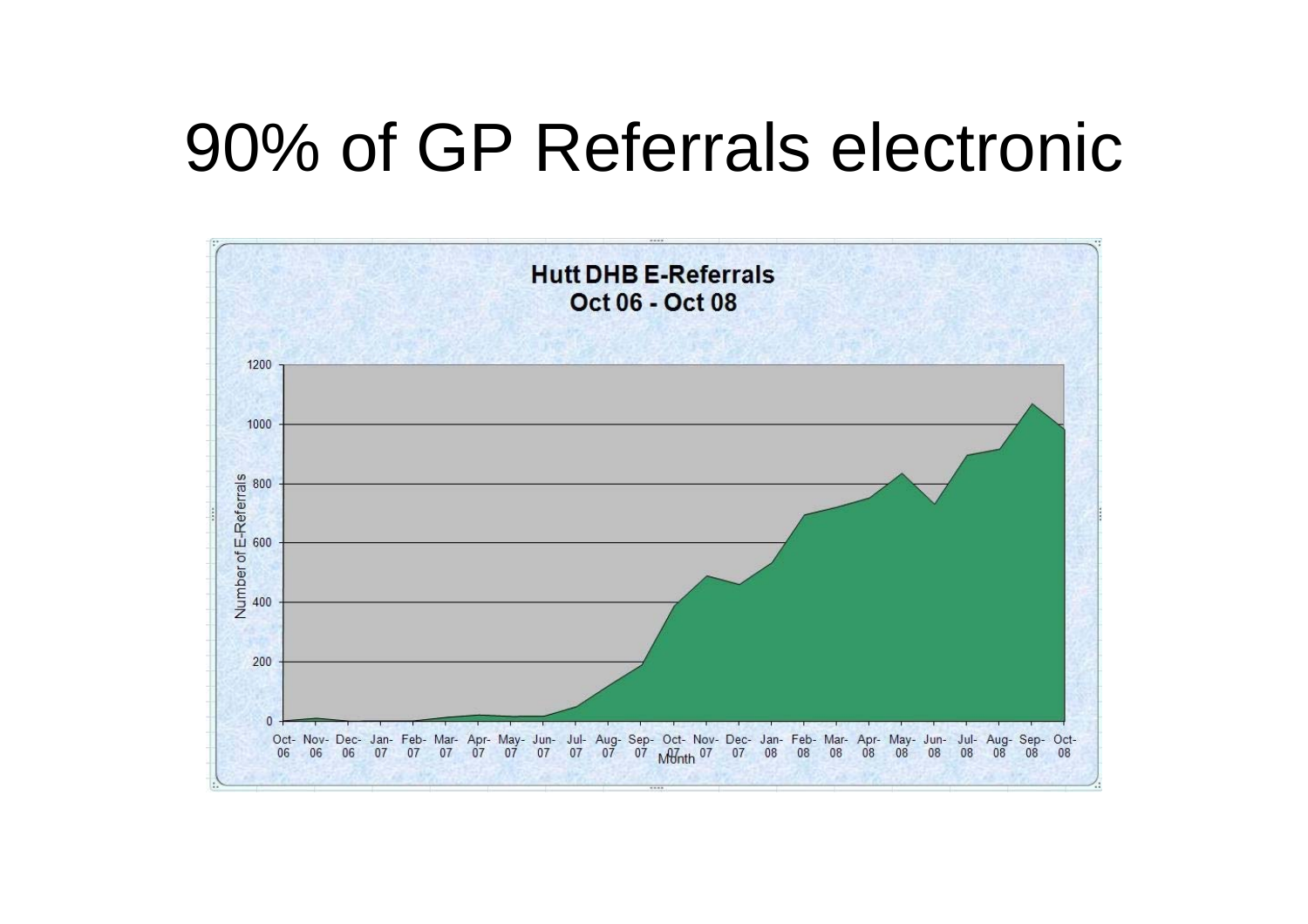# 90% of GP Referrals electronic

**Hutt DHB E-Referrals**
**Oct 06 - Oct 08**

Number of E-Referrals

1200
1000
800
600
400
200
0

Oct-06 Nov-06 Dec-06 Jan-07 Feb-07 Mar-07 Apr-07 May-07 Jun-07 Jul-07 Aug-07 Sep-07 Oct-07 Nov-07 Dec-07 Jan-08 Feb-08 Mar-08 Apr-08 May-08 Jun-08 Jul-08 Aug-08 Sep-08 Oct-08

Month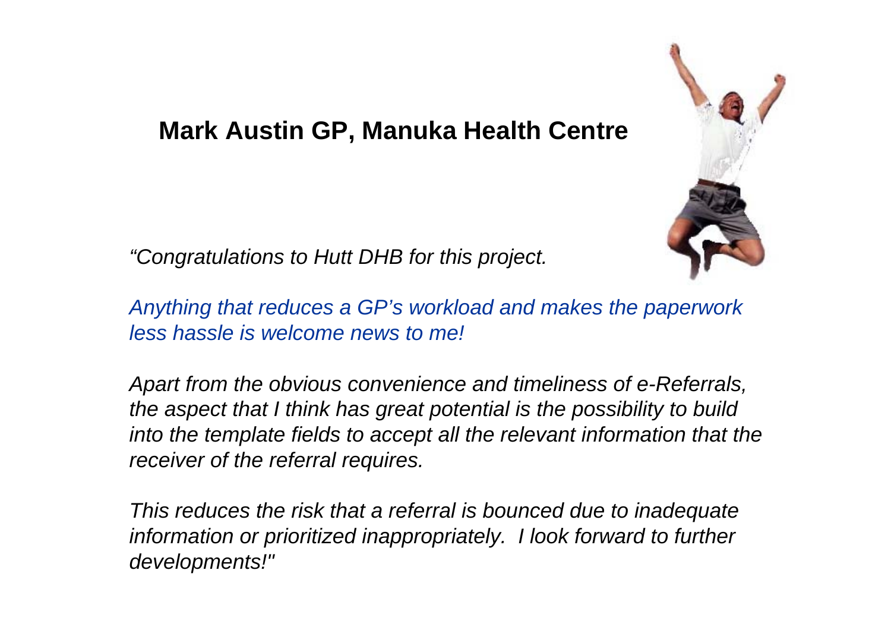**Mark Austin GP, Manuka Health Centre**

*"Congratulations to Hutt DHB for this project.*

*Anything that reduces a GP's workload and makes the paperwork less hassle is welcome news to me!*

*Apart from the obvious convenience and timeliness of e-Referrals, the aspect that I think has great potential is the possibility to build into the template fields to accept all the relevant information that the receiver of the referral requires.*

*This reduces the risk that a referral is bounced due to inadequate information or prioritized inappropriately. I look forward to further developments!"*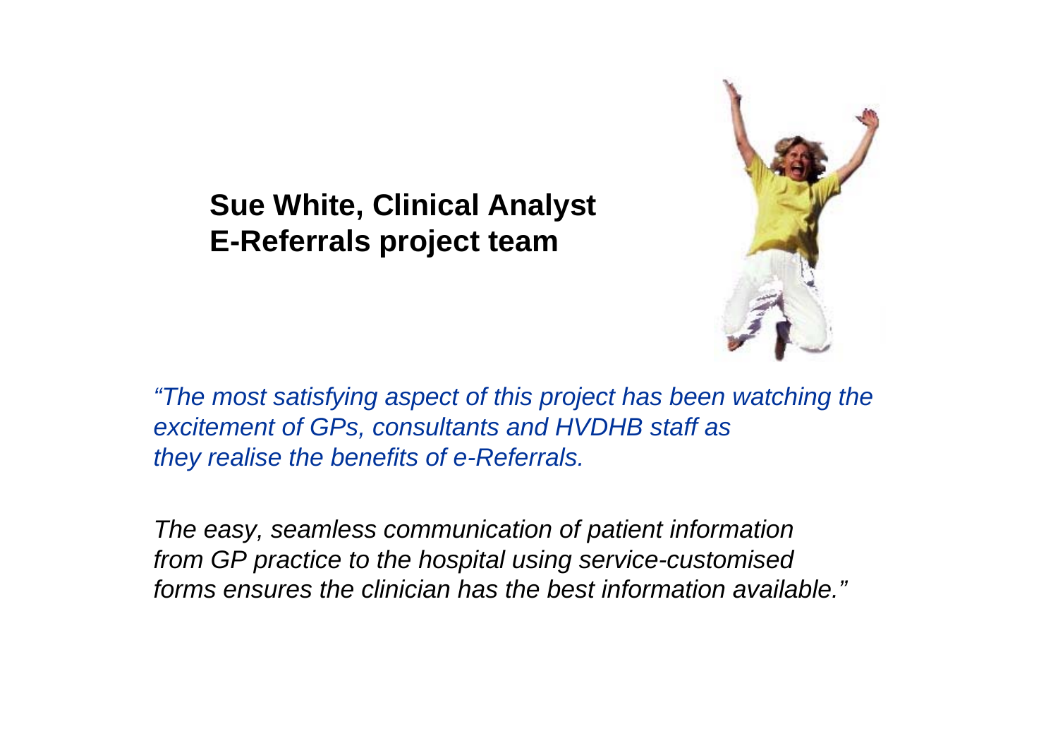**Sue White, Clinical Analyst**
**E-Referrals project team**

*"The most satisfying aspect of this project has been watching the excitement of GPs, consultants and HVDHB staff as they realise the benefits of e-Referrals.*

*The easy, seamless communication of patient information from GP practice to the hospital using service-customised forms ensures the clinician has the best information available."*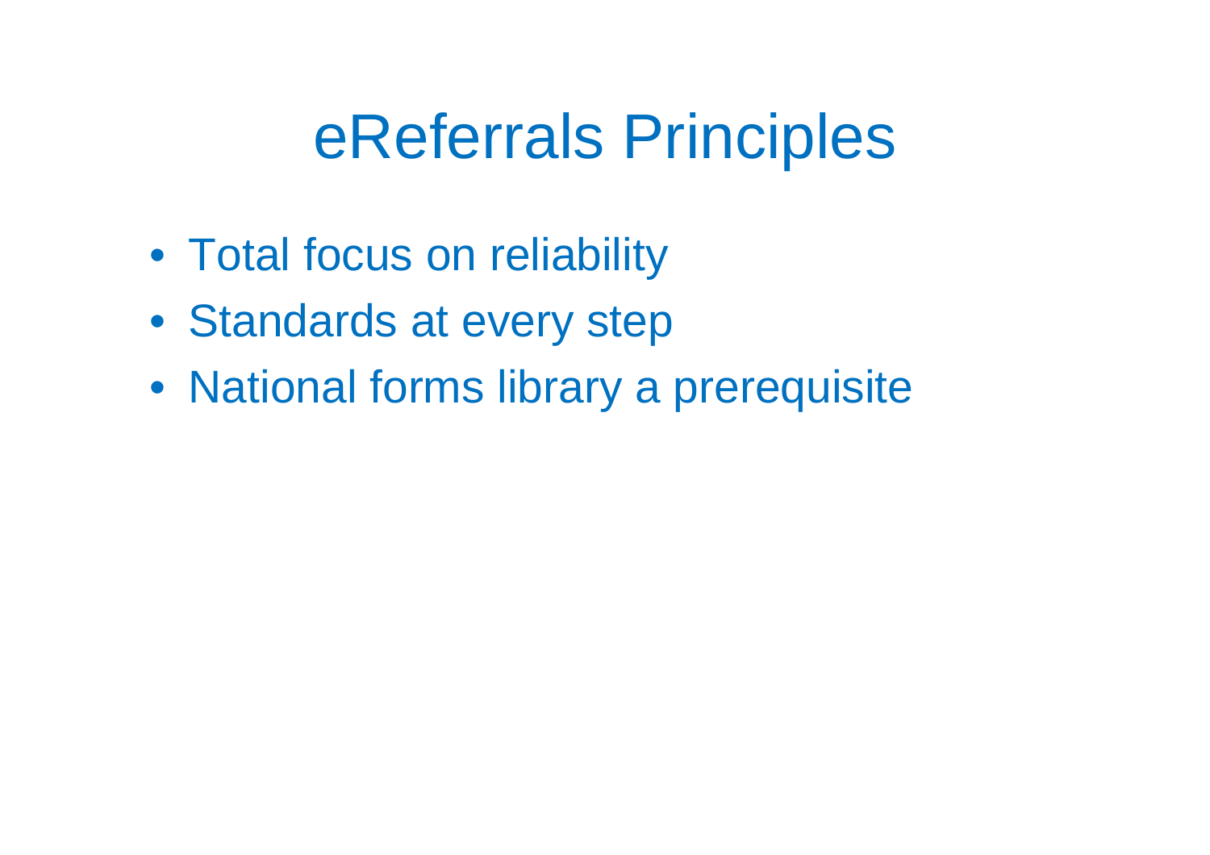# eReferrals Principles

- Total focus on reliability
- Standards at every step
- National forms library a prerequisite